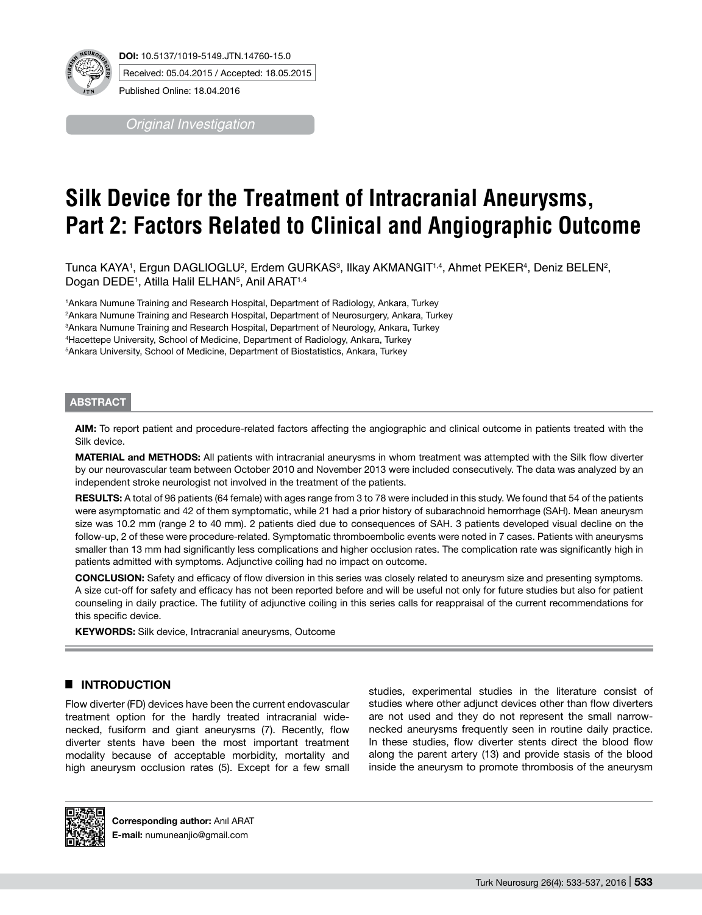**DOI:** 10.5137/1019-5149.JTN.14760-15.0

Received: 05.04.2015 / Accepted: 18.05.2015

Published Online: 18.04.2016

*Original Investigation*

# Silk Device for the Treatment of Intracranial Aneurysms, Part 2: Factors Related to Clinical and Angiographic Outcome

Tunca KAYA[1], Ergun DAGLIOGLU[2], Erdem GURKAS[3], Ilkay AKMANGIT[1,4], Ahmet PEKER[4], Deniz BELEN[2], Dogan DEDE[1], Atilla Halil ELHAN[5], Anil ARAT[1,4]

[1]Ankara Numune Training and Research Hospital, Department of Radiology, Ankara, Turkey
[2]Ankara Numune Training and Research Hospital, Department of Neurosurgery, Ankara, Turkey
[3]Ankara Numune Training and Research Hospital, Department of Neurology, Ankara, Turkey
[4]Hacettepe University, School of Medicine, Department of Radiology, Ankara, Turkey
[5]Ankara University, School of Medicine, Department of Biostatistics, Ankara, Turkey

## ABSTRACT

**AIM:** To report patient and procedure-related factors affecting the angiographic and clinical outcome in patients treated with the Silk device.

**MATERIAL and METHODS:** All patients with intracranial aneurysms in whom treatment was attempted with the Silk flow diverter by our neurovascular team between October 2010 and November 2013 were included consecutively. The data was analyzed by an independent stroke neurologist not involved in the treatment of the patients.

**RESULTS:** A total of 96 patients (64 female) with ages range from 3 to 78 were included in this study. We found that 54 of the patients were asymptomatic and 42 of them symptomatic, while 21 had a prior history of subarachnoid hemorrhage (SAH). Mean aneurysm size was 10.2 mm (range 2 to 40 mm). 2 patients died due to consequences of SAH. 3 patients developed visual decline on the follow-up, 2 of these were procedure-related. Symptomatic thromboembolic events were noted in 7 cases. Patients with aneurysms smaller than 13 mm had significantly less complications and higher occlusion rates. The complication rate was significantly high in patients admitted with symptoms. Adjunctive coiling had no impact on outcome.

**CONCLUSION:** Safety and efficacy of flow diversion in this series was closely related to aneurysm size and presenting symptoms. A size cut-off for safety and efficacy has not been reported before and will be useful not only for future studies but also for patient counseling in daily practice. The futility of adjunctive coiling in this series calls for reappraisal of the current recommendations for this specific device.

**KEYWORDS:** Silk device, Intracranial aneurysms, Outcome

## ■ INTRODUCTION

Flow diverter (FD) devices have been the current endovascular treatment option for the hardly treated intracranial wide-necked, fusiform and giant aneurysms (7). Recently, flow diverter stents have been the most important treatment modality because of acceptable morbidity, mortality and high aneurysm occlusion rates (5). Except for a few small studies, experimental studies in the literature consist of studies where other adjunct devices other than flow diverters are not used and they do not represent the small narrow-necked aneurysms frequently seen in routine daily practice. In these studies, flow diverter stents direct the blood flow along the parent artery (13) and provide stasis of the blood inside the aneurysm to promote thrombosis of the aneurysm

**Corresponding author:** Anıl ARAT
**E-mail:** numuneanjio@gmail.com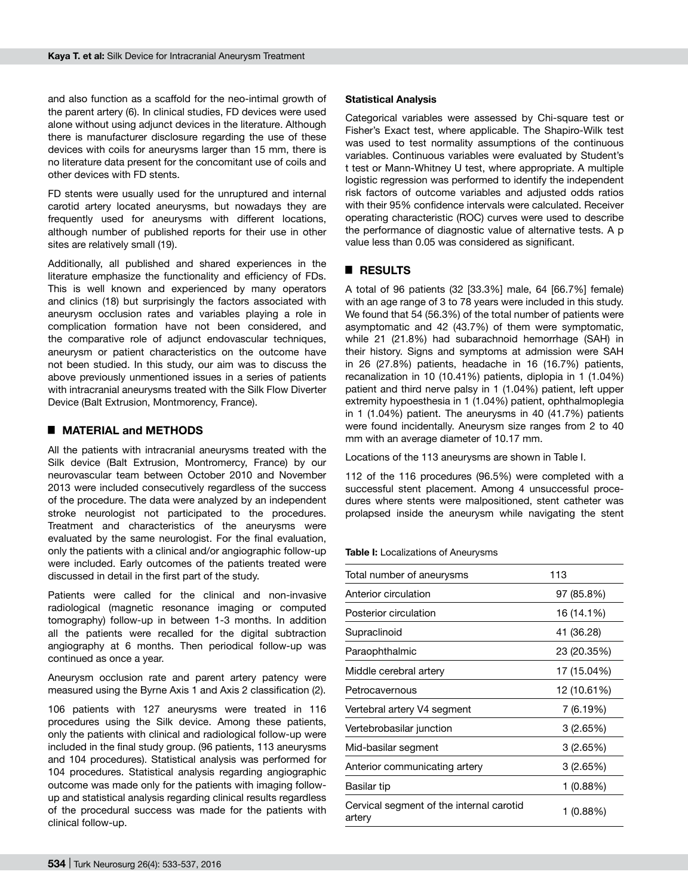and also function as a scaffold for the neo-intimal growth of the parent artery (6). In clinical studies, FD devices were used alone without using adjunct devices in the literature. Although there is manufacturer disclosure regarding the use of these devices with coils for aneurysms larger than 15 mm, there is no literature data present for the concomitant use of coils and other devices with FD stents.

FD stents were usually used for the unruptured and internal carotid artery located aneurysms, but nowadays they are frequently used for aneurysms with different locations, although number of published reports for their use in other sites are relatively small (19).

Additionally, all published and shared experiences in the literature emphasize the functionality and efficiency of FDs. This is well known and experienced by many operators and clinics (18) but surprisingly the factors associated with aneurysm occlusion rates and variables playing a role in complication formation have not been considered, and the comparative role of adjunct endovascular techniques, aneurysm or patient characteristics on the outcome have not been studied. In this study, our aim was to discuss the above previously unmentioned issues in a series of patients with intracranial aneurysms treated with the Silk Flow Diverter Device (Balt Extrusion, Montmorency, France).

## MATERIAL and METHODS

All the patients with intracranial aneurysms treated with the Silk device (Balt Extrusion, Montromercy, France) by our neurovascular team between October 2010 and November 2013 were included consecutively regardless of the success of the procedure. The data were analyzed by an independent stroke neurologist not participated to the procedures. Treatment and characteristics of the aneurysms were evaluated by the same neurologist. For the final evaluation, only the patients with a clinical and/or angiographic follow-up were included. Early outcomes of the patients treated were discussed in detail in the first part of the study.

Patients were called for the clinical and non-invasive radiological (magnetic resonance imaging or computed tomography) follow-up in between 1-3 months. In addition all the patients were recalled for the digital subtraction angiography at 6 months. Then periodical follow-up was continued as once a year.

Aneurysm occlusion rate and parent artery patency were measured using the Byrne Axis 1 and Axis 2 classification (2).

106 patients with 127 aneurysms were treated in 116 procedures using the Silk device. Among these patients, only the patients with clinical and radiological follow-up were included in the final study group. (96 patients, 113 aneurysms and 104 procedures). Statistical analysis was performed for 104 procedures. Statistical analysis regarding angiographic outcome was made only for the patients with imaging follow-up and statistical analysis regarding clinical results regardless of the procedural success was made for the patients with clinical follow-up.

### Statistical Analysis

Categorical variables were assessed by Chi-square test or Fisher's Exact test, where applicable. The Shapiro-Wilk test was used to test normality assumptions of the continuous variables. Continuous variables were evaluated by Student's t test or Mann-Whitney U test, where appropriate. A multiple logistic regression was performed to identify the independent risk factors of outcome variables and adjusted odds ratios with their 95% confidence intervals were calculated. Receiver operating characteristic (ROC) curves were used to describe the performance of diagnostic value of alternative tests. A p value less than 0.05 was considered as significant.

## RESULTS

A total of 96 patients (32 [33.3%] male, 64 [66.7%] female) with an age range of 3 to 78 years were included in this study. We found that 54 (56.3%) of the total number of patients were asymptomatic and 42 (43.7%) of them were symptomatic, while 21 (21.8%) had subarachnoid hemorrhage (SAH) in their history. Signs and symptoms at admission were SAH in 26 (27.8%) patients, headache in 16 (16.7%) patients, recanalization in 10 (10.41%) patients, diplopia in 1 (1.04%) patient and third nerve palsy in 1 (1.04%) patient, left upper extremity hypoesthesia in 1 (1.04%) patient, ophthalmoplegia in 1 (1.04%) patient. The aneurysms in 40 (41.7%) patients were found incidentally. Aneurysm size ranges from 2 to 40 mm with an average diameter of 10.17 mm.

Locations of the 113 aneurysms are shown in Table I.

112 of the 116 procedures (96.5%) were completed with a successful stent placement. Among 4 unsuccessful procedures where stents were malpositioned, stent catheter was prolapsed inside the aneurysm while navigating the stent

**Table I:** Localizations of Aneurysms

| Total number of aneurysms | 113 |
|---|---|
| Anterior circulation | 97 (85.8%) |
| Posterior circulation | 16 (14.1%) |
| Supraclinoid | 41 (36.28) |
| Paraophthalmic | 23 (20.35%) |
| Middle cerebral artery | 17 (15.04%) |
| Petrocavernous | 12 (10.61%) |
| Vertebral artery V4 segment | 7 (6.19%) |
| Vertebrobasilar junction | 3 (2.65%) |
| Mid-basilar segment | 3 (2.65%) |
| Anterior communicating artery | 3 (2.65%) |
| Basilar tip | 1 (0.88%) |
| Cervical segment of the internal carotid artery | 1 (0.88%) |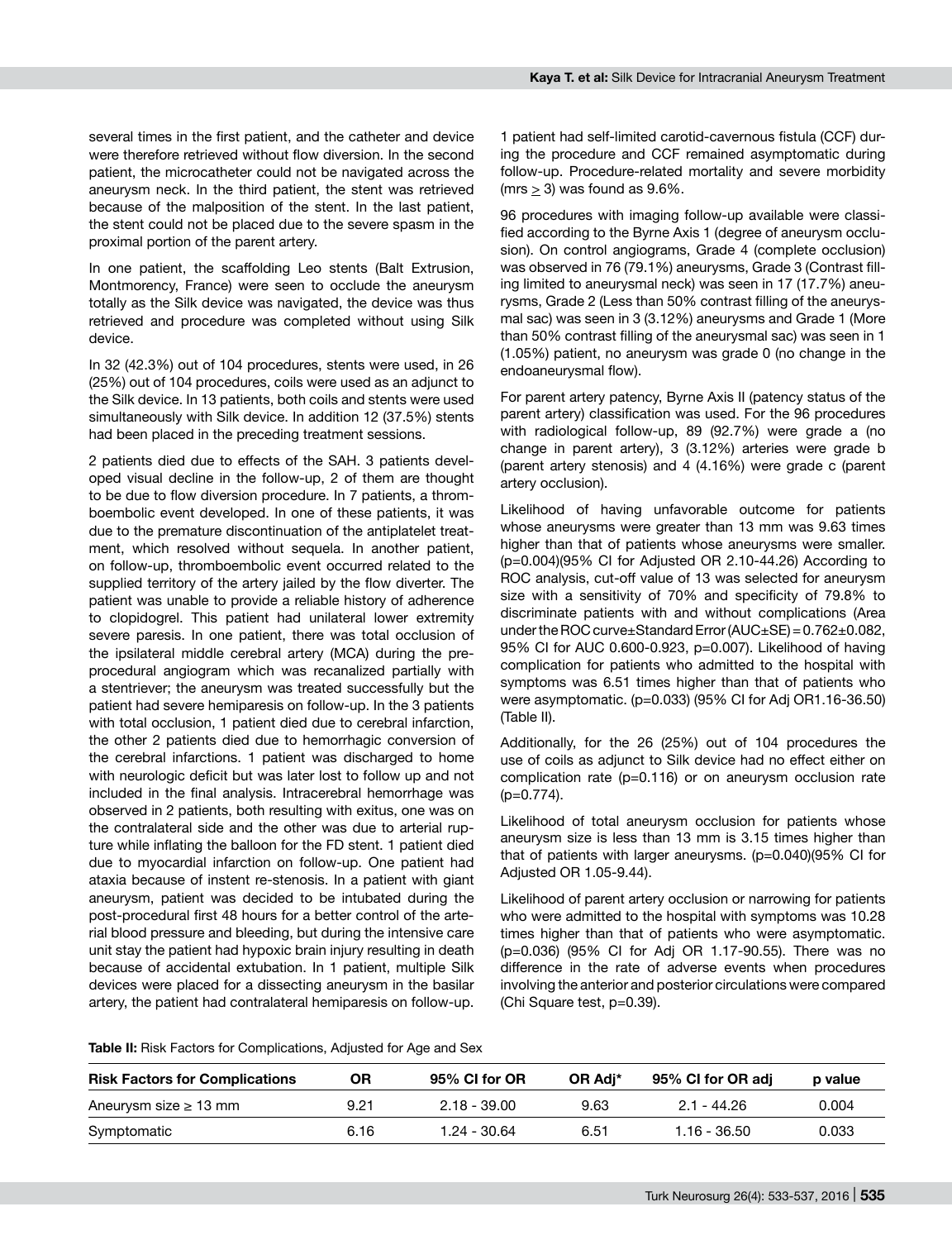several times in the first patient, and the catheter and device were therefore retrieved without flow diversion. In the second patient, the microcatheter could not be navigated across the aneurysm neck. In the third patient, the stent was retrieved because of the malposition of the stent. In the last patient, the stent could not be placed due to the severe spasm in the proximal portion of the parent artery.

In one patient, the scaffolding Leo stents (Balt Extrusion, Montmorency, France) were seen to occlude the aneurysm totally as the Silk device was navigated, the device was thus retrieved and procedure was completed without using Silk device.

In 32 (42.3%) out of 104 procedures, stents were used, in 26 (25%) out of 104 procedures, coils were used as an adjunct to the Silk device. In 13 patients, both coils and stents were used simultaneously with Silk device. In addition 12 (37.5%) stents had been placed in the preceding treatment sessions.

2 patients died due to effects of the SAH. 3 patients developed visual decline in the follow-up, 2 of them are thought to be due to flow diversion procedure. In 7 patients, a thromboembolic event developed. In one of these patients, it was due to the premature discontinuation of the antiplatelet treatment, which resolved without sequela. In another patient, on follow-up, thromboembolic event occurred related to the supplied territory of the artery jailed by the flow diverter. The patient was unable to provide a reliable history of adherence to clopidogrel. This patient had unilateral lower extremity severe paresis. In one patient, there was total occlusion of the ipsilateral middle cerebral artery (MCA) during the pre-procedural angiogram which was recanalized partially with a stentriever; the aneurysm was treated successfully but the patient had severe hemiparesis on follow-up. In the 3 patients with total occlusion, 1 patient died due to cerebral infarction, the other 2 patients died due to hemorrhagic conversion of the cerebral infarctions. 1 patient was discharged to home with neurologic deficit but was later lost to follow up and not included in the final analysis. Intracerebral hemorrhage was observed in 2 patients, both resulting with exitus, one was on the contralateral side and the other was due to arterial rupture while inflating the balloon for the FD stent. 1 patient died due to myocardial infarction on follow-up. One patient had ataxia because of instent re-stenosis. In a patient with giant aneurysm, patient was decided to be intubated during the post-procedural first 48 hours for a better control of the arterial blood pressure and bleeding, but during the intensive care unit stay the patient had hypoxic brain injury resulting in death because of accidental extubation. In 1 patient, multiple Silk devices were placed for a dissecting aneurysm in the basilar artery, the patient had contralateral hemiparesis on follow-up. 1 patient had self-limited carotid-cavernous fistula (CCF) during the procedure and CCF remained asymptomatic during follow-up. Procedure-related mortality and severe morbidity (mrs $\geq$ 3) was found as 9.6%.

96 procedures with imaging follow-up available were classified according to the Byrne Axis 1 (degree of aneurysm occlusion). On control angiograms, Grade 4 (complete occlusion) was observed in 76 (79.1%) aneurysms, Grade 3 (Contrast filling limited to aneurysmal neck) was seen in 17 (17.7%) aneurysms, Grade 2 (Less than 50% contrast filling of the aneurysmal sac) was seen in 3 (3.12%) aneurysms and Grade 1 (More than 50% contrast filling of the aneurysmal sac) was seen in 1 (1.05%) patient, no aneurysm was grade 0 (no change in the endoaneurysmal flow).

For parent artery patency, Byrne Axis II (patency status of the parent artery) classification was used. For the 96 procedures with radiological follow-up, 89 (92.7%) were grade a (no change in parent artery), 3 (3.12%) arteries were grade b (parent artery stenosis) and 4 (4.16%) were grade c (parent artery occlusion).

Likelihood of having unfavorable outcome for patients whose aneurysms were greater than 13 mm was 9.63 times higher than that of patients whose aneurysms were smaller. (p=0.004)(95% CI for Adjusted OR 2.10-44.26) According to ROC analysis, cut-off value of 13 was selected for aneurysm size with a sensitivity of 70% and specificity of 79.8% to discriminate patients with and without complications (Area under the ROC curve±Standard Error (AUC±SE) = 0.762±0.082, 95% CI for AUC 0.600-0.923, p=0.007). Likelihood of having complication for patients who admitted to the hospital with symptoms was 6.51 times higher than that of patients who were asymptomatic. (p=0.033) (95% CI for Adj OR1.16-36.50) (Table II).

Additionally, for the 26 (25%) out of 104 procedures the use of coils as adjunct to Silk device had no effect either on complication rate (p=0.116) or on aneurysm occlusion rate (p=0.774).

Likelihood of total aneurysm occlusion for patients whose aneurysm size is less than 13 mm is 3.15 times higher than that of patients with larger aneurysms. (p=0.040)(95% CI for Adjusted OR 1.05-9.44).

Likelihood of parent artery occlusion or narrowing for patients who were admitted to the hospital with symptoms was 10.28 times higher than that of patients who were asymptomatic. (p=0.036) (95% CI for Adj OR 1.17-90.55). There was no difference in the rate of adverse events when procedures involving the anterior and posterior circulations were compared (Chi Square test, p=0.39).

**Table II:** Risk Factors for Complications, Adjusted for Age and Sex

| Risk Factors for Complications | OR | 95% CI for OR | OR Adj* | 95% CI for OR adj | p value |
|---|---|---|---|---|---|
| Aneurysm size ≥ 13 mm | 9.21 | 2.18 - 39.00 | 9.63 | 2.1 - 44.26 | 0.004 |
| Symptomatic | 6.16 | 1.24 - 30.64 | 6.51 | 1.16 - 36.50 | 0.033 |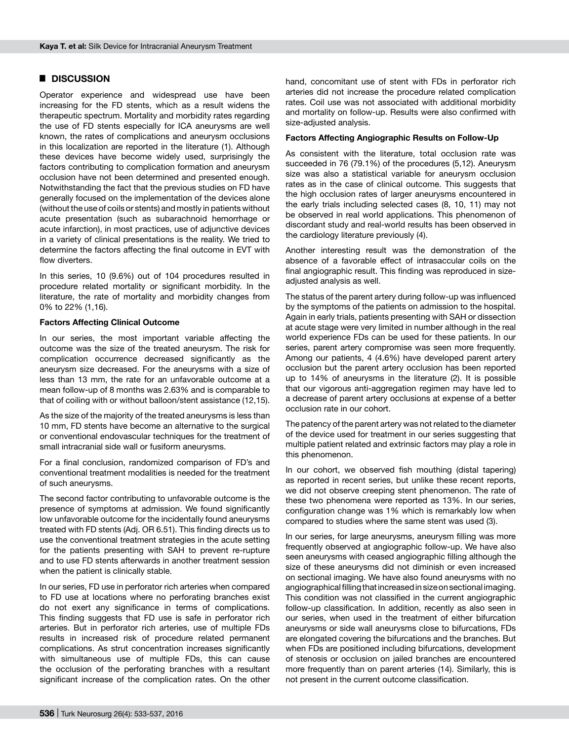## DISCUSSION

Operator experience and widespread use have been increasing for the FD stents, which as a result widens the therapeutic spectrum. Mortality and morbidity rates regarding the use of FD stents especially for ICA aneurysms are well known, the rates of complications and aneurysm occlusions in this localization are reported in the literature (1). Although these devices have become widely used, surprisingly the factors contributing to complication formation and aneurysm occlusion have not been determined and presented enough. Notwithstanding the fact that the previous studies on FD have generally focused on the implementation of the devices alone (without the use of coils or stents) and mostly in patients without acute presentation (such as subarachnoid hemorrhage or acute infarction), in most practices, use of adjunctive devices in a variety of clinical presentations is the reality. We tried to determine the factors affecting the final outcome in EVT with flow diverters.

In this series, 10 (9.6%) out of 104 procedures resulted in procedure related mortality or significant morbidity. In the literature, the rate of mortality and morbidity changes from 0% to 22% (1,16).

### Factors Affecting Clinical Outcome

In our series, the most important variable affecting the outcome was the size of the treated aneurysm. The risk for complication occurrence decreased significantly as the aneurysm size decreased. For the aneurysms with a size of less than 13 mm, the rate for an unfavorable outcome at a mean follow-up of 8 months was 2.63% and is comparable to that of coiling with or without balloon/stent assistance (12,15).

As the size of the majority of the treated aneurysms is less than 10 mm, FD stents have become an alternative to the surgical or conventional endovascular techniques for the treatment of small intracranial side wall or fusiform aneurysms.

For a final conclusion, randomized comparison of FD's and conventional treatment modalities is needed for the treatment of such aneurysms.

The second factor contributing to unfavorable outcome is the presence of symptoms at admission. We found significantly low unfavorable outcome for the incidentally found aneurysms treated with FD stents (Adj. OR 6.51). This finding directs us to use the conventional treatment strategies in the acute setting for the patients presenting with SAH to prevent re-rupture and to use FD stents afterwards in another treatment session when the patient is clinically stable.

In our series, FD use in perforator rich arteries when compared to FD use at locations where no perforating branches exist do not exert any significance in terms of complications. This finding suggests that FD use is safe in perforator rich arteries. But in perforator rich arteries, use of multiple FDs results in increased risk of procedure related permanent complications. As strut concentration increases significantly with simultaneous use of multiple FDs, this can cause the occlusion of the perforating branches with a resultant significant increase of the complication rates. On the other hand, concomitant use of stent with FDs in perforator rich arteries did not increase the procedure related complication rates. Coil use was not associated with additional morbidity and mortality on follow-up. Results were also confirmed with size-adjusted analysis.

### Factors Affecting Angiographic Results on Follow-Up

As consistent with the literature, total occlusion rate was succeeded in 76 (79.1%) of the procedures (5,12). Aneurysm size was also a statistical variable for aneurysm occlusion rates as in the case of clinical outcome. This suggests that the high occlusion rates of larger aneurysms encountered in the early trials including selected cases (8, 10, 11) may not be observed in real world applications. This phenomenon of discordant study and real-world results has been observed in the cardiology literature previously (4).

Another interesting result was the demonstration of the absence of a favorable effect of intrasaccular coils on the final angiographic result. This finding was reproduced in size-adjusted analysis as well.

The status of the parent artery during follow-up was influenced by the symptoms of the patients on admission to the hospital. Again in early trials, patients presenting with SAH or dissection at acute stage were very limited in number although in the real world experience FDs can be used for these patients. In our series, parent artery compromise was seen more frequently. Among our patients, 4 (4.6%) have developed parent artery occlusion but the parent artery occlusion has been reported up to 14% of aneurysms in the literature (2). It is possible that our vigorous anti-aggregation regimen may have led to a decrease of parent artery occlusions at expense of a better occlusion rate in our cohort.

The patency of the parent artery was not related to the diameter of the device used for treatment in our series suggesting that multiple patient related and extrinsic factors may play a role in this phenomenon.

In our cohort, we observed fish mouthing (distal tapering) as reported in recent series, but unlike these recent reports, we did not observe creeping stent phenomenon. The rate of these two phenomena were reported as 13%. In our series, configuration change was 1% which is remarkably low when compared to studies where the same stent was used (3).

In our series, for large aneurysms, aneurysm filling was more frequently observed at angiographic follow-up. We have also seen aneurysms with ceased angiographic filling although the size of these aneurysms did not diminish or even increased on sectional imaging. We have also found aneurysms with no angiographical filling that increased in size on sectional imaging. This condition was not classified in the current angiographic follow-up classification. In addition, recently as also seen in our series, when used in the treatment of either bifurcation aneurysms or side wall aneurysms close to bifurcations, FDs are elongated covering the bifurcations and the branches. But when FDs are positioned including bifurcations, development of stenosis or occlusion on jailed branches are encountered more frequently than on parent arteries (14). Similarly, this is not present in the current outcome classification.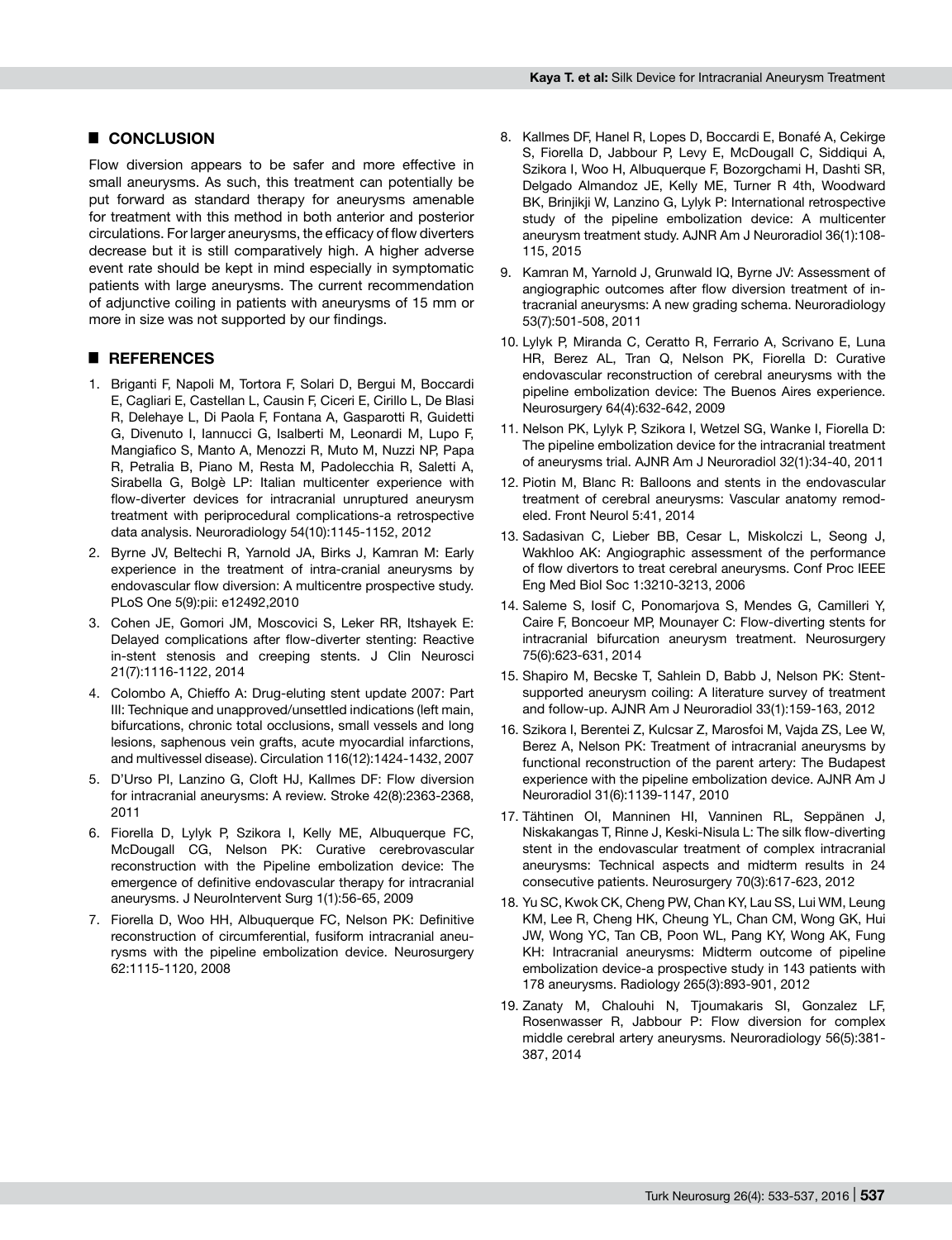## CONCLUSION

Flow diversion appears to be safer and more effective in small aneurysms. As such, this treatment can potentially be put forward as standard therapy for aneurysms amenable for treatment with this method in both anterior and posterior circulations. For larger aneurysms, the efficacy of flow diverters decrease but it is still comparatively high. A higher adverse event rate should be kept in mind especially in symptomatic patients with large aneurysms. The current recommendation of adjunctive coiling in patients with aneurysms of 15 mm or more in size was not supported by our findings.

## REFERENCES

1. Briganti F, Napoli M, Tortora F, Solari D, Bergui M, Boccardi E, Cagliari E, Castellan L, Causin F, Ciceri E, Cirillo L, De Blasi R, Delehaye L, Di Paola F, Fontana A, Gasparotti R, Guidetti G, Divenuto I, Iannucci G, Isalberti M, Leonardi M, Lupo F, Mangiafico S, Manto A, Menozzi R, Muto M, Nuzzi NP, Papa R, Petralia B, Piano M, Resta M, Padolecchia R, Saletti A, Sirabella G, Bolgè LP: Italian multicenter experience with flow-diverter devices for intracranial unruptured aneurysm treatment with periprocedural complications-a retrospective data analysis. Neuroradiology 54(10):1145-1152, 2012
2. Byrne JV, Beltechi R, Yarnold JA, Birks J, Kamran M: Early experience in the treatment of intra-cranial aneurysms by endovascular flow diversion: A multicentre prospective study. PLoS One 5(9):pii: e12492,2010
3. Cohen JE, Gomori JM, Moscovici S, Leker RR, Itshayek E: Delayed complications after flow-diverter stenting: Reactive in-stent stenosis and creeping stents. J Clin Neurosci 21(7):1116-1122, 2014
4. Colombo A, Chieffo A: Drug-eluting stent update 2007: Part III: Technique and unapproved/unsettled indications (left main, bifurcations, chronic total occlusions, small vessels and long lesions, saphenous vein grafts, acute myocardial infarctions, and multivessel disease). Circulation 116(12):1424-1432, 2007
5. D'Urso PI, Lanzino G, Cloft HJ, Kallmes DF: Flow diversion for intracranial aneurysms: A review. Stroke 42(8):2363-2368, 2011
6. Fiorella D, Lylyk P, Szikora I, Kelly ME, Albuquerque FC, McDougall CG, Nelson PK: Curative cerebrovascular reconstruction with the Pipeline embolization device: The emergence of definitive endovascular therapy for intracranial aneurysms. J NeuroIntervent Surg 1(1):56-65, 2009
7. Fiorella D, Woo HH, Albuquerque FC, Nelson PK: Definitive reconstruction of circumferential, fusiform intracranial aneurysms with the pipeline embolization device. Neurosurgery 62:1115-1120, 2008
8. Kallmes DF, Hanel R, Lopes D, Boccardi E, Bonafé A, Cekirge S, Fiorella D, Jabbour P, Levy E, McDougall C, Siddiqui A, Szikora I, Woo H, Albuquerque F, Bozorgchami H, Dashti SR, Delgado Almandoz JE, Kelly ME, Turner R 4th, Woodward BK, Brinjikji W, Lanzino G, Lylyk P: International retrospective study of the pipeline embolization device: A multicenter aneurysm treatment study. AJNR Am J Neuroradiol 36(1):108-115, 2015
9. Kamran M, Yarnold J, Grunwald IQ, Byrne JV: Assessment of angiographic outcomes after flow diversion treatment of intracranial aneurysms: A new grading schema. Neuroradiology 53(7):501-508, 2011
10. Lylyk P, Miranda C, Ceratto R, Ferrario A, Scrivano E, Luna HR, Berez AL, Tran Q, Nelson PK, Fiorella D: Curative endovascular reconstruction of cerebral aneurysms with the pipeline embolization device: The Buenos Aires experience. Neurosurgery 64(4):632-642, 2009
11. Nelson PK, Lylyk P, Szikora I, Wetzel SG, Wanke I, Fiorella D: The pipeline embolization device for the intracranial treatment of aneurysms trial. AJNR Am J Neuroradiol 32(1):34-40, 2011
12. Piotin M, Blanc R: Balloons and stents in the endovascular treatment of cerebral aneurysms: Vascular anatomy remodeled. Front Neurol 5:41, 2014
13. Sadasivan C, Lieber BB, Cesar L, Miskolczi L, Seong J, Wakhloo AK: Angiographic assessment of the performance of flow divertors to treat cerebral aneurysms. Conf Proc IEEE Eng Med Biol Soc 1:3210-3213, 2006
14. Saleme S, Iosif C, Ponomarjova S, Mendes G, Camilleri Y, Caire F, Boncoeur MP, Mounayer C: Flow-diverting stents for intracranial bifurcation aneurysm treatment. Neurosurgery 75(6):623-631, 2014
15. Shapiro M, Becske T, Sahlein D, Babb J, Nelson PK: Stent-supported aneurysm coiling: A literature survey of treatment and follow-up. AJNR Am J Neuroradiol 33(1):159-163, 2012
16. Szikora I, Berentei Z, Kulcsar Z, Marosfoi M, Vajda ZS, Lee W, Berez A, Nelson PK: Treatment of intracranial aneurysms by functional reconstruction of the parent artery: The Budapest experience with the pipeline embolization device. AJNR Am J Neuroradiol 31(6):1139-1147, 2010
17. Tähtinen OI, Manninen HI, Vanninen RL, Seppänen J, Niskakangas T, Rinne J, Keski-Nisula L: The silk flow-diverting stent in the endovascular treatment of complex intracranial aneurysms: Technical aspects and midterm results in 24 consecutive patients. Neurosurgery 70(3):617-623, 2012
18. Yu SC, Kwok CK, Cheng PW, Chan KY, Lau SS, Lui WM, Leung KM, Lee R, Cheng HK, Cheung YL, Chan CM, Wong GK, Hui JW, Wong YC, Tan CB, Poon WL, Pang KY, Wong AK, Fung KH: Intracranial aneurysms: Midterm outcome of pipeline embolization device-a prospective study in 143 patients with 178 aneurysms. Radiology 265(3):893-901, 2012
19. Zanaty M, Chalouhi N, Tjoumakaris SI, Gonzalez LF, Rosenwasser R, Jabbour P: Flow diversion for complex middle cerebral artery aneurysms. Neuroradiology 56(5):381-387, 2014